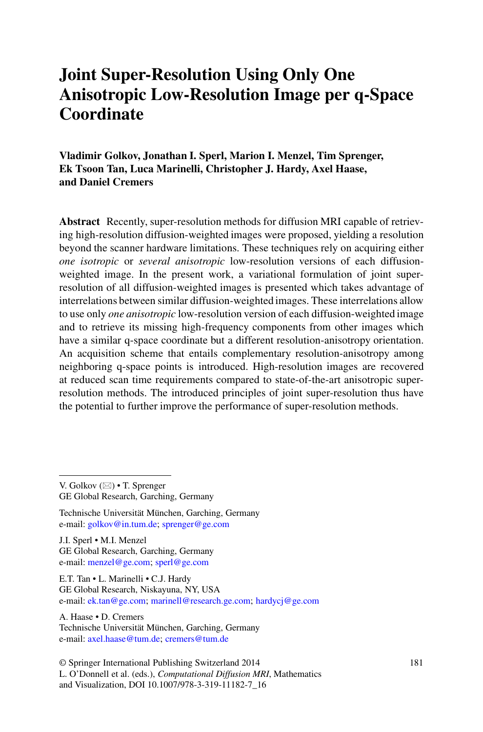# Joint Super-Resolution Using Only One Anisotropic Low-Resolution Image per q-Space Coordinate

**Vladimir Golkov, Jonathan I. Sperl, Marion I. Menzel, Tim Sprenger, Ek Tsoon Tan, Luca Marinelli, Christopher J. Hardy, Axel Haase, and Daniel Cremers**

**Abstract** Recently, super-resolution methods for diffusion MRI capable of retrieving high-resolution diffusion-weighted images were proposed, yielding a resolution beyond the scanner hardware limitations. These techniques rely on acquiring either *one isotropic* or *several anisotropic* low-resolution versions of each diffusion-weighted image. In the present work, a variational formulation of joint super-resolution of all diffusion-weighted images is presented which takes advantage of interrelations between similar diffusion-weighted images. These interrelations allow to use only *one anisotropic* low-resolution version of each diffusion-weighted image and to retrieve its missing high-frequency components from other images which have a similar q-space coordinate but a different resolution-anisotropy orientation. An acquisition scheme that entails complementary resolution-anisotropy among neighboring q-space points is introduced. High-resolution images are recovered at reduced scan time requirements compared to state-of-the-art anisotropic super-resolution methods. The introduced principles of joint super-resolution thus have the potential to further improve the performance of super-resolution methods.

---

V. Golkov (✉) • T. Sprenger
GE Global Research, Garching, Germany

Technische Universität München, Garching, Germany
e-mail: golkov@in.tum.de; sprenger@ge.com

J.I. Sperl • M.I. Menzel
GE Global Research, Garching, Germany
e-mail: menzel@ge.com; sperl@ge.com

E.T. Tan • L. Marinelli • C.J. Hardy
GE Global Research, Niskayuna, NY, USA
e-mail: ek.tan@ge.com; marinell@research.ge.com; hardycj@ge.com

A. Haase • D. Cremers
Technische Universität München, Garching, Germany
e-mail: axel.haase@tum.de; cremers@tum.de

© Springer International Publishing Switzerland 2014
L. O'Donnell et al. (eds.), *Computational Diffusion MRI*, Mathematics and Visualization, DOI 10.1007/978-3-319-11182-7_16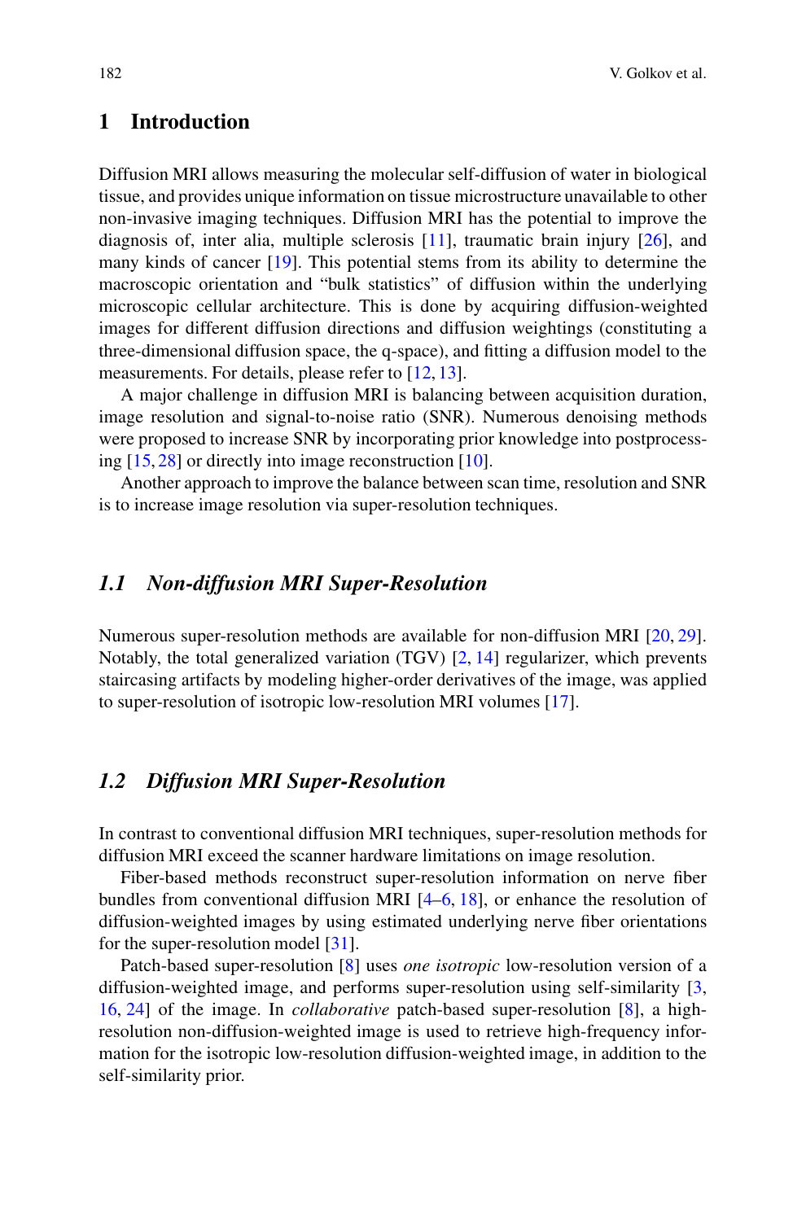## 1 Introduction

Diffusion MRI allows measuring the molecular self-diffusion of water in biological tissue, and provides unique information on tissue microstructure unavailable to other non-invasive imaging techniques. Diffusion MRI has the potential to improve the diagnosis of, inter alia, multiple sclerosis [11], traumatic brain injury [26], and many kinds of cancer [19]. This potential stems from its ability to determine the macroscopic orientation and "bulk statistics" of diffusion within the underlying microscopic cellular architecture. This is done by acquiring diffusion-weighted images for different diffusion directions and diffusion weightings (constituting a three-dimensional diffusion space, the q-space), and fitting a diffusion model to the measurements. For details, please refer to [12, 13].

A major challenge in diffusion MRI is balancing between acquisition duration, image resolution and signal-to-noise ratio (SNR). Numerous denoising methods were proposed to increase SNR by incorporating prior knowledge into postprocessing [15, 28] or directly into image reconstruction [10].

Another approach to improve the balance between scan time, resolution and SNR is to increase image resolution via super-resolution techniques.

### *1.1 Non-diffusion MRI Super-Resolution*

Numerous super-resolution methods are available for non-diffusion MRI [20, 29]. Notably, the total generalized variation (TGV) [2, 14] regularizer, which prevents staircasing artifacts by modeling higher-order derivatives of the image, was applied to super-resolution of isotropic low-resolution MRI volumes [17].

### *1.2 Diffusion MRI Super-Resolution*

In contrast to conventional diffusion MRI techniques, super-resolution methods for diffusion MRI exceed the scanner hardware limitations on image resolution.

Fiber-based methods reconstruct super-resolution information on nerve fiber bundles from conventional diffusion MRI [4–6, 18], or enhance the resolution of diffusion-weighted images by using estimated underlying nerve fiber orientations for the super-resolution model [31].

Patch-based super-resolution [8] uses *one isotropic* low-resolution version of a diffusion-weighted image, and performs super-resolution using self-similarity [3, 16, 24] of the image. In *collaborative* patch-based super-resolution [8], a high-resolution non-diffusion-weighted image is used to retrieve high-frequency information for the isotropic low-resolution diffusion-weighted image, in addition to the self-similarity prior.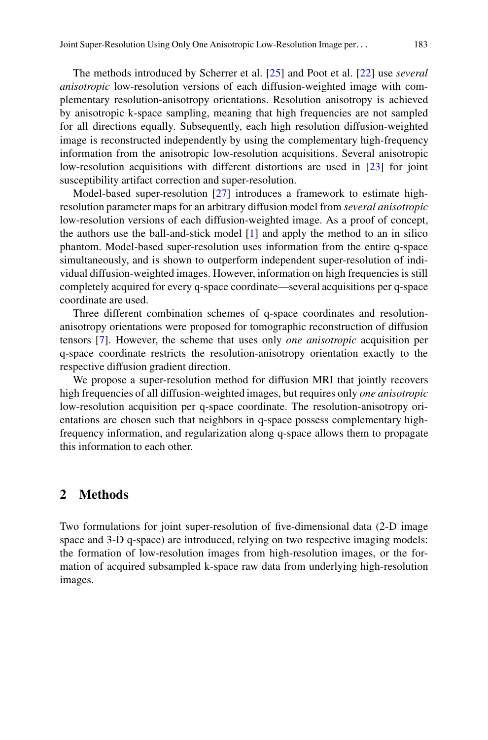The methods introduced by Scherrer et al. [25] and Poot et al. [22] use *several anisotropic* low-resolution versions of each diffusion-weighted image with complementary resolution-anisotropy orientations. Resolution anisotropy is achieved by anisotropic k-space sampling, meaning that high frequencies are not sampled for all directions equally. Subsequently, each high resolution diffusion-weighted image is reconstructed independently by using the complementary high-frequency information from the anisotropic low-resolution acquisitions. Several anisotropic low-resolution acquisitions with different distortions are used in [23] for joint susceptibility artifact correction and super-resolution.

Model-based super-resolution [27] introduces a framework to estimate high-resolution parameter maps for an arbitrary diffusion model from *several anisotropic* low-resolution versions of each diffusion-weighted image. As a proof of concept, the authors use the ball-and-stick model [1] and apply the method to an in silico phantom. Model-based super-resolution uses information from the entire q-space simultaneously, and is shown to outperform independent super-resolution of individual diffusion-weighted images. However, information on high frequencies is still completely acquired for every q-space coordinate—several acquisitions per q-space coordinate are used.

Three different combination schemes of q-space coordinates and resolution-anisotropy orientations were proposed for tomographic reconstruction of diffusion tensors [7]. However, the scheme that uses only *one anisotropic* acquisition per q-space coordinate restricts the resolution-anisotropy orientation exactly to the respective diffusion gradient direction.

We propose a super-resolution method for diffusion MRI that jointly recovers high frequencies of all diffusion-weighted images, but requires only *one anisotropic* low-resolution acquisition per q-space coordinate. The resolution-anisotropy orientations are chosen such that neighbors in q-space possess complementary high-frequency information, and regularization along q-space allows them to propagate this information to each other.

## 2 Methods

Two formulations for joint super-resolution of five-dimensional data (2-D image space and 3-D q-space) are introduced, relying on two respective imaging models: the formation of low-resolution images from high-resolution images, or the formation of acquired subsampled k-space raw data from underlying high-resolution images.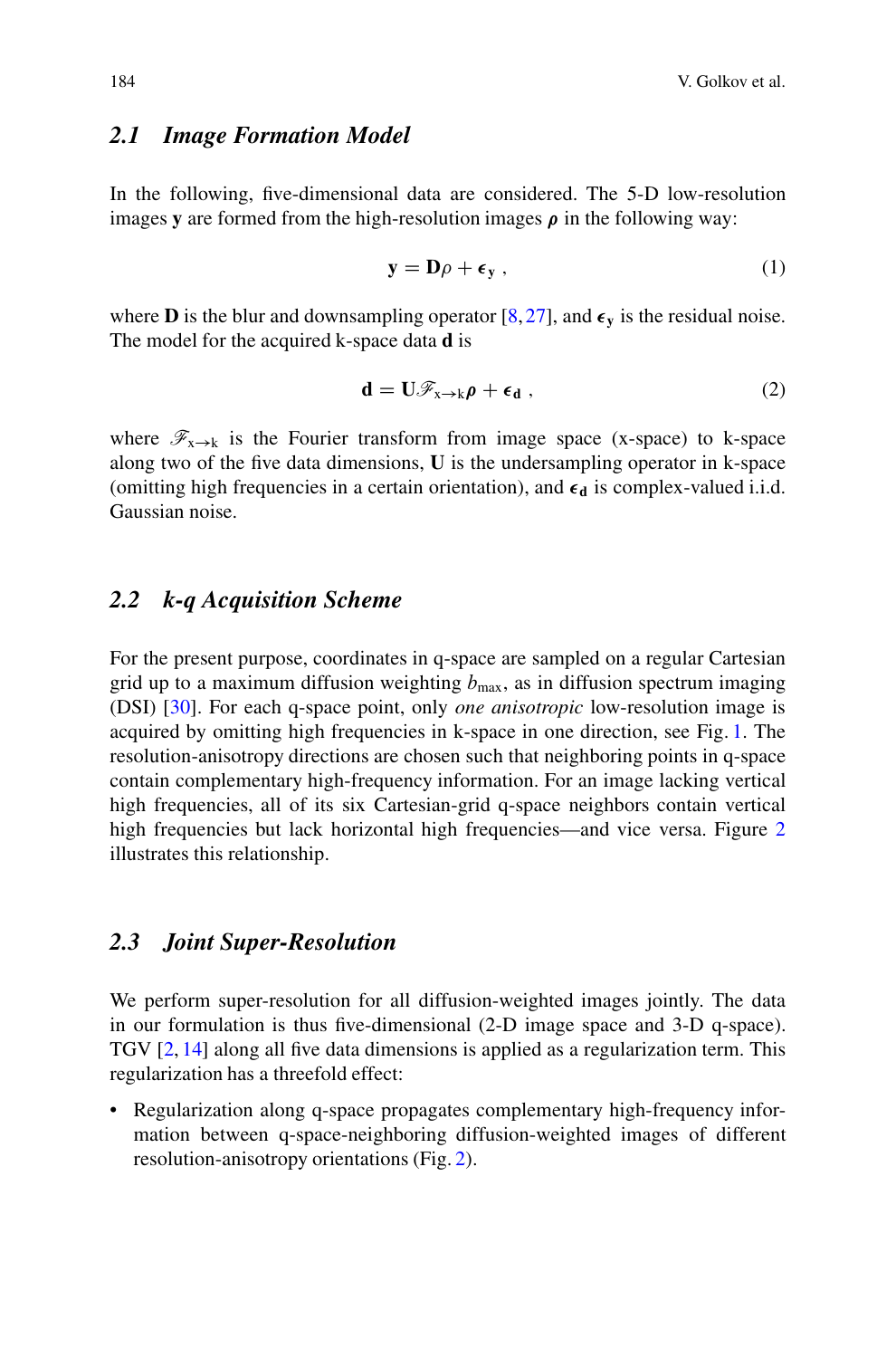### 2.1 Image Formation Model

In the following, five-dimensional data are considered. The 5-D low-resolution images $\mathbf{y}$ are formed from the high-resolution images $\boldsymbol{\rho}$ in the following way:

$$\mathbf{y} = \mathbf{D}\rho + \boldsymbol{\epsilon}_{\mathbf{y}} \ , \tag{1}$$

where $\mathbf{D}$ is the blur and downsampling operator [8, 27], and $\boldsymbol{\epsilon}_{\mathbf{y}}$ is the residual noise. The model for the acquired k-space data $\mathbf{d}$ is

$$\mathbf{d} = \mathbf{U}\mathscr{F}_{\mathrm{x}\to\mathrm{k}}\boldsymbol{\rho} + \boldsymbol{\epsilon}_{\mathbf{d}} \ , \tag{2}$$

where $\mathscr{F}_{\mathrm{x}\to\mathrm{k}}$ is the Fourier transform from image space (x-space) to k-space along two of the five data dimensions, $\mathbf{U}$ is the undersampling operator in k-space (omitting high frequencies in a certain orientation), and $\boldsymbol{\epsilon}_{\mathbf{d}}$ is complex-valued i.i.d. Gaussian noise.

### 2.2 k-q Acquisition Scheme

For the present purpose, coordinates in q-space are sampled on a regular Cartesian grid up to a maximum diffusion weighting $b_{\max}$, as in diffusion spectrum imaging (DSI) [30]. For each q-space point, only *one anisotropic* low-resolution image is acquired by omitting high frequencies in k-space in one direction, see Fig. 1. The resolution-anisotropy directions are chosen such that neighboring points in q-space contain complementary high-frequency information. For an image lacking vertical high frequencies, all of its six Cartesian-grid q-space neighbors contain vertical high frequencies but lack horizontal high frequencies—and vice versa. Figure 2 illustrates this relationship.

### 2.3 Joint Super-Resolution

We perform super-resolution for all diffusion-weighted images jointly. The data in our formulation is thus five-dimensional (2-D image space and 3-D q-space). TGV [2, 14] along all five data dimensions is applied as a regularization term. This regularization has a threefold effect:

- Regularization along q-space propagates complementary high-frequency information between q-space-neighboring diffusion-weighted images of different resolution-anisotropy orientations (Fig. 2).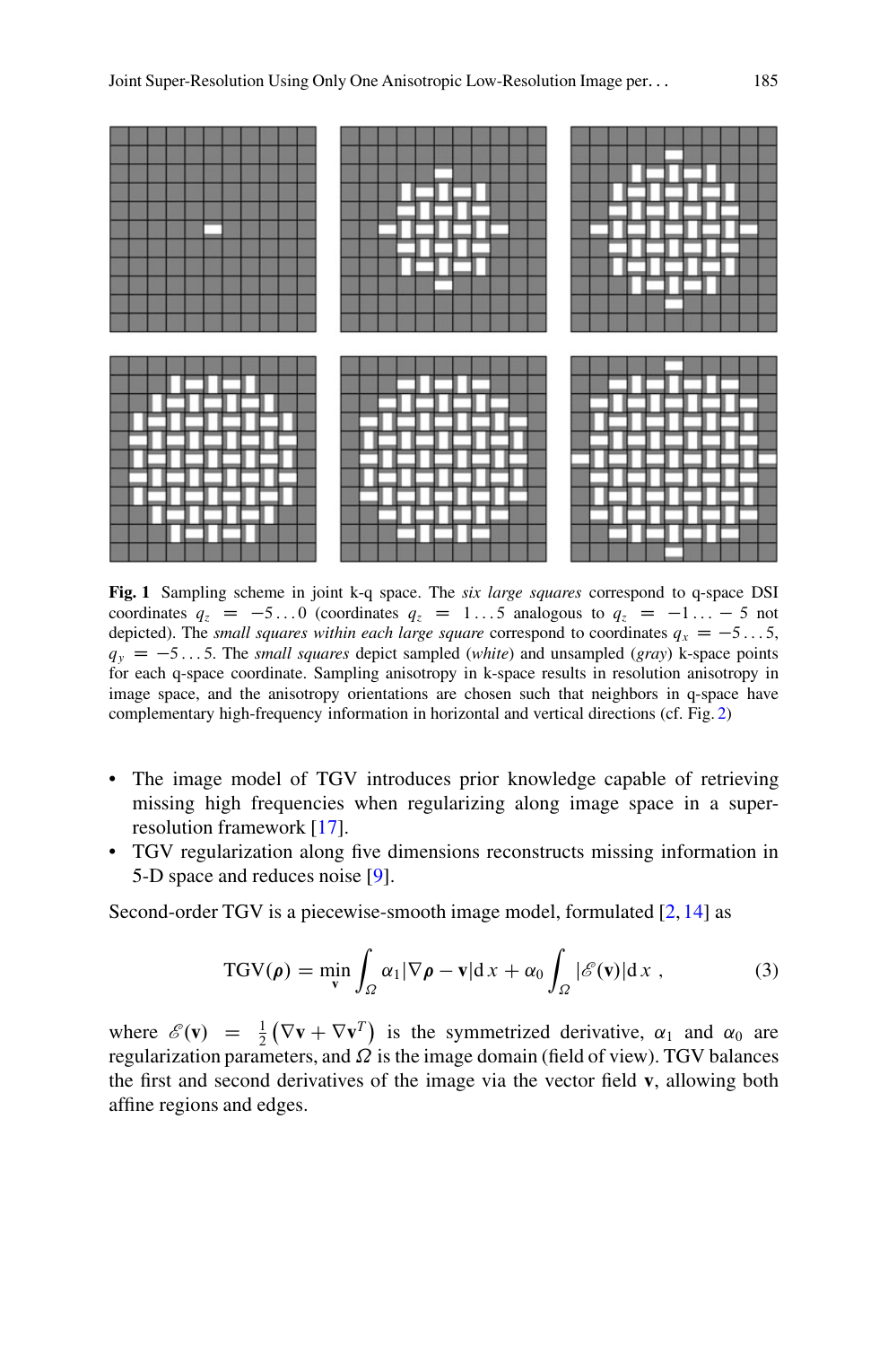**Fig. 1** Sampling scheme in joint k-q space. The *six large squares* correspond to q-space DSI coordinates $q_z = -5 \ldots 0$ (coordinates $q_z = 1 \ldots 5$ analogous to $q_z = -1 \ldots -5$ not depicted). The *small squares within each large square* correspond to coordinates $q_x = -5 \ldots 5$, $q_y = -5 \ldots 5$. The *small squares* depict sampled (*white*) and unsampled (*gray*) k-space points for each q-space coordinate. Sampling anisotropy in k-space results in resolution anisotropy in image space, and the anisotropy orientations are chosen such that neighbors in q-space have complementary high-frequency information in horizontal and vertical directions (cf. Fig. 2)

- The image model of TGV introduces prior knowledge capable of retrieving missing high frequencies when regularizing along image space in a super-resolution framework [17].
- TGV regularization along five dimensions reconstructs missing information in 5-D space and reduces noise [9].

Second-order TGV is a piecewise-smooth image model, formulated [2, 14] as

$$\mathrm{TGV}(\boldsymbol{\rho}) = \min_{\mathbf{v}} \int_{\Omega} \alpha_1 |\nabla \boldsymbol{\rho} - \mathbf{v}| \mathrm{d}\,x + \alpha_0 \int_{\Omega} |\mathscr{E}(\mathbf{v})| \mathrm{d}\,x \;, \tag{3}$$

where $\mathscr{E}(\mathbf{v}) = \frac{1}{2}\left(\nabla \mathbf{v} + \nabla \mathbf{v}^T\right)$ is the symmetrized derivative, $\alpha_1$ and $\alpha_0$ are regularization parameters, and $\Omega$ is the image domain (field of view). TGV balances the first and second derivatives of the image via the vector field $\mathbf{v}$, allowing both affine regions and edges.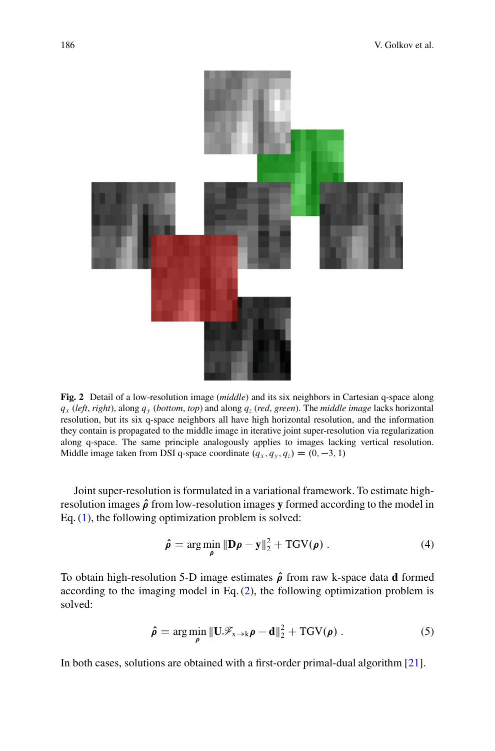**Fig. 2** Detail of a low-resolution image (*middle*) and its six neighbors in Cartesian q-space along $q_x$ (*left*, *right*), along $q_y$ (*bottom*, *top*) and along $q_z$ (*red*, *green*). The *middle image* lacks horizontal resolution, but its six q-space neighbors all have high horizontal resolution, and the information they contain is propagated to the middle image in iterative joint super-resolution via regularization along q-space. The same principle analogously applies to images lacking vertical resolution. Middle image taken from DSI q-space coordinate $(q_x, q_y, q_z) = (0, -3, 1)$

Joint super-resolution is formulated in a variational framework. To estimate high-resolution images $\hat{\boldsymbol{\rho}}$ from low-resolution images $\mathbf{y}$ formed according to the model in Eq. (1), the following optimization problem is solved:

$$\hat{\boldsymbol{\rho}} = \arg\min_{\boldsymbol{\rho}} \|\mathbf{D}\boldsymbol{\rho} - \mathbf{y}\|_2^2 + \mathrm{TGV}(\boldsymbol{\rho}) \ . \tag{4}$$

To obtain high-resolution 5-D image estimates $\hat{\boldsymbol{\rho}}$ from raw k-space data $\mathbf{d}$ formed according to the imaging model in Eq. (2), the following optimization problem is solved:

$$\hat{\boldsymbol{\rho}} = \arg\min_{\boldsymbol{\rho}} \|\mathbf{U}\mathscr{F}_{\mathrm{x}\to\mathrm{k}}\boldsymbol{\rho} - \mathbf{d}\|_2^2 + \mathrm{TGV}(\boldsymbol{\rho}) \ . \tag{5}$$

In both cases, solutions are obtained with a first-order primal-dual algorithm [21].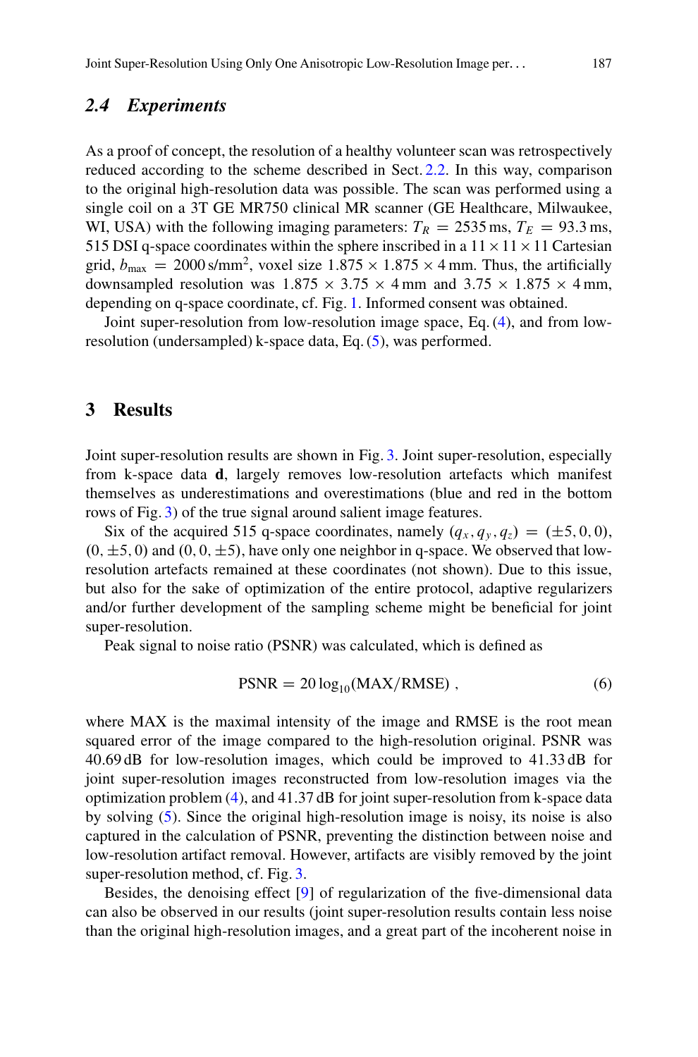### 2.4 *Experiments*

As a proof of concept, the resolution of a healthy volunteer scan was retrospectively reduced according to the scheme described in Sect. 2.2. In this way, comparison to the original high-resolution data was possible. The scan was performed using a single coil on a 3T GE MR750 clinical MR scanner (GE Healthcare, Milwaukee, WI, USA) with the following imaging parameters: $T_R = 2535$ ms, $T_E = 93.3$ ms, 515 DSI q-space coordinates within the sphere inscribed in a $11 \times 11 \times 11$ Cartesian grid, $b_{\text{max}} = 2000\,\text{s/mm}^2$, voxel size $1.875 \times 1.875 \times 4$ mm. Thus, the artificially downsampled resolution was $1.875 \times 3.75 \times 4$ mm and $3.75 \times 1.875 \times 4$ mm, depending on q-space coordinate, cf. Fig. 1. Informed consent was obtained.

Joint super-resolution from low-resolution image space, Eq. (4), and from low-resolution (undersampled) k-space data, Eq. (5), was performed.

## 3 Results

Joint super-resolution results are shown in Fig. 3. Joint super-resolution, especially from k-space data **d**, largely removes low-resolution artefacts which manifest themselves as underestimations and overestimations (blue and red in the bottom rows of Fig. 3) of the true signal around salient image features.

Six of the acquired 515 q-space coordinates, namely $(q_x, q_y, q_z) = (\pm 5, 0, 0)$, $(0, \pm 5, 0)$ and $(0, 0, \pm 5)$, have only one neighbor in q-space. We observed that low-resolution artefacts remained at these coordinates (not shown). Due to this issue, but also for the sake of optimization of the entire protocol, adaptive regularizers and/or further development of the sampling scheme might be beneficial for joint super-resolution.

Peak signal to noise ratio (PSNR) was calculated, which is defined as

$$\text{PSNR} = 20 \log_{10}(\text{MAX}/\text{RMSE}) \,, \tag{6}$$

where MAX is the maximal intensity of the image and RMSE is the root mean squared error of the image compared to the high-resolution original. PSNR was 40.69 dB for low-resolution images, which could be improved to 41.33 dB for joint super-resolution images reconstructed from low-resolution images via the optimization problem (4), and 41.37 dB for joint super-resolution from k-space data by solving (5). Since the original high-resolution image is noisy, its noise is also captured in the calculation of PSNR, preventing the distinction between noise and low-resolution artifact removal. However, artifacts are visibly removed by the joint super-resolution method, cf. Fig. 3.

Besides, the denoising effect [9] of regularization of the five-dimensional data can also be observed in our results (joint super-resolution results contain less noise than the original high-resolution images, and a great part of the incoherent noise in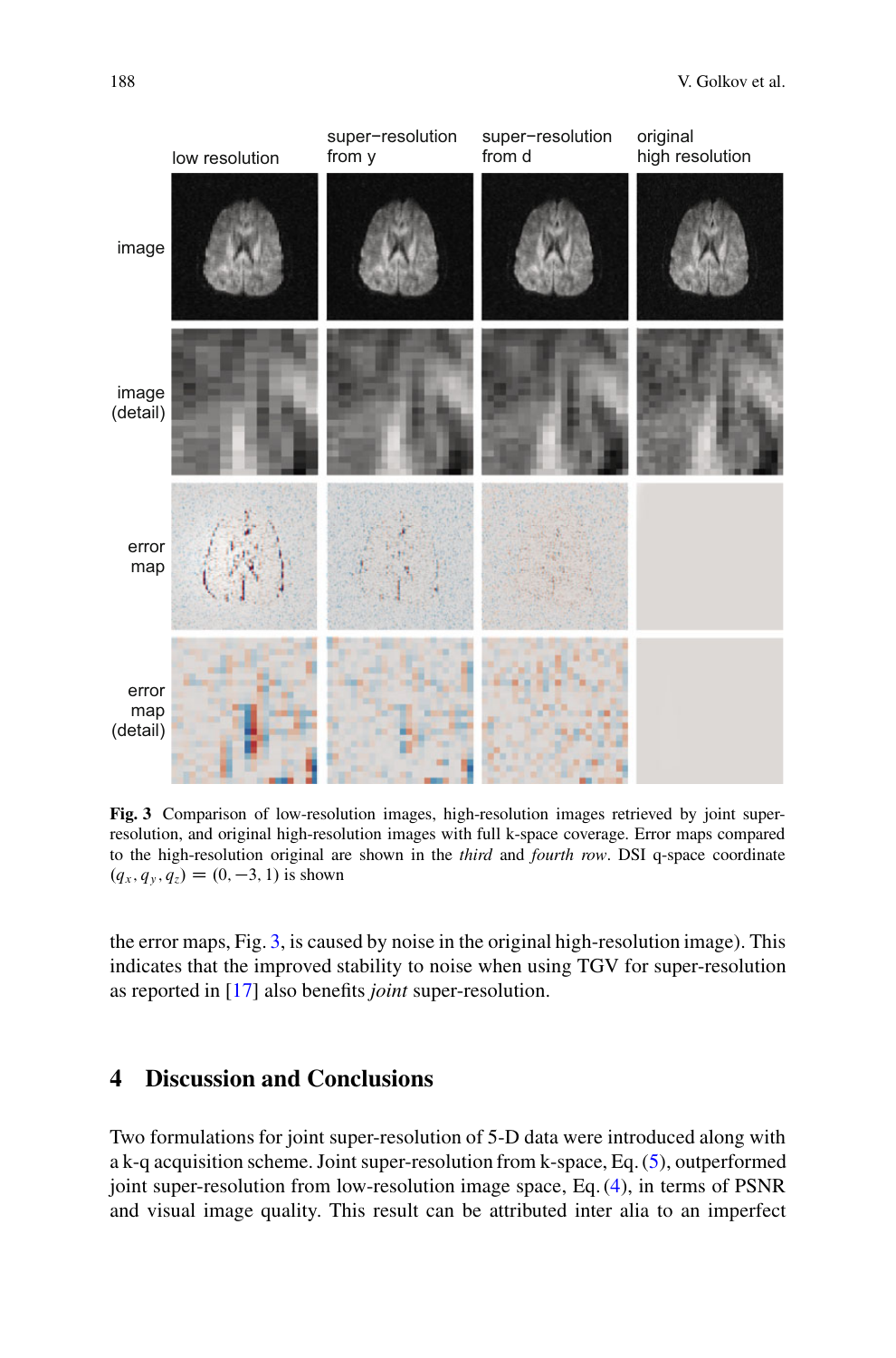**Fig. 3** Comparison of low-resolution images, high-resolution images retrieved by joint super-resolution, and original high-resolution images with full k-space coverage. Error maps compared to the high-resolution original are shown in the *third* and *fourth row*. DSI q-space coordinate $(q_x, q_y, q_z) = (0, -3, 1)$ is shown

the error maps, Fig. 3, is caused by noise in the original high-resolution image). This indicates that the improved stability to noise when using TGV for super-resolution as reported in [17] also benefits *joint* super-resolution.

## 4 Discussion and Conclusions

Two formulations for joint super-resolution of 5-D data were introduced along with a k-q acquisition scheme. Joint super-resolution from k-space, Eq. (5), outperformed joint super-resolution from low-resolution image space, Eq. (4), in terms of PSNR and visual image quality. This result can be attributed inter alia to an imperfect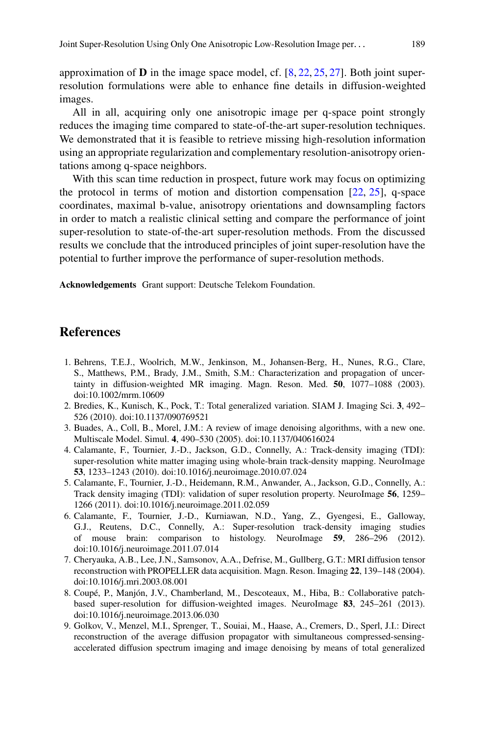approximation of **D** in the image space model, cf. [8, 22, 25, 27]. Both joint super-resolution formulations were able to enhance fine details in diffusion-weighted images.

All in all, acquiring only one anisotropic image per q-space point strongly reduces the imaging time compared to state-of-the-art super-resolution techniques. We demonstrated that it is feasible to retrieve missing high-resolution information using an appropriate regularization and complementary resolution-anisotropy orientations among q-space neighbors.

With this scan time reduction in prospect, future work may focus on optimizing the protocol in terms of motion and distortion compensation [22, 25], q-space coordinates, maximal b-value, anisotropy orientations and downsampling factors in order to match a realistic clinical setting and compare the performance of joint super-resolution to state-of-the-art super-resolution methods. From the discussed results we conclude that the introduced principles of joint super-resolution have the potential to further improve the performance of super-resolution methods.

**Acknowledgements** Grant support: Deutsche Telekom Foundation.

## References

1. Behrens, T.E.J., Woolrich, M.W., Jenkinson, M., Johansen-Berg, H., Nunes, R.G., Clare, S., Matthews, P.M., Brady, J.M., Smith, S.M.: Characterization and propagation of uncertainty in diffusion-weighted MR imaging. Magn. Reson. Med. **50**, 1077–1088 (2003). doi:10.1002/mrm.10609
2. Bredies, K., Kunisch, K., Pock, T.: Total generalized variation. SIAM J. Imaging Sci. **3**, 492–526 (2010). doi:10.1137/090769521
3. Buades, A., Coll, B., Morel, J.M.: A review of image denoising algorithms, with a new one. Multiscale Model. Simul. **4**, 490–530 (2005). doi:10.1137/040616024
4. Calamante, F., Tournier, J.-D., Jackson, G.D., Connelly, A.: Track-density imaging (TDI): super-resolution white matter imaging using whole-brain track-density mapping. NeuroImage **53**, 1233–1243 (2010). doi:10.1016/j.neuroimage.2010.07.024
5. Calamante, F., Tournier, J.-D., Heidemann, R.M., Anwander, A., Jackson, G.D., Connelly, A.: Track density imaging (TDI): validation of super resolution property. NeuroImage **56**, 1259–1266 (2011). doi:10.1016/j.neuroimage.2011.02.059
6. Calamante, F., Tournier, J.-D., Kurniawan, N.D., Yang, Z., Gyengesi, E., Galloway, G.J., Reutens, D.C., Connelly, A.: Super-resolution track-density imaging studies of mouse brain: comparison to histology. NeuroImage **59**, 286–296 (2012). doi:10.1016/j.neuroimage.2011.07.014
7. Cheryauka, A.B., Lee, J.N., Samsonov, A.A., Defrise, M., Gullberg, G.T.: MRI diffusion tensor reconstruction with PROPELLER data acquisition. Magn. Reson. Imaging **22**, 139–148 (2004). doi:10.1016/j.mri.2003.08.001
8. Coupé, P., Manjón, J.V., Chamberland, M., Descoteaux, M., Hiba, B.: Collaborative patch-based super-resolution for diffusion-weighted images. NeuroImage **83**, 245–261 (2013). doi:10.1016/j.neuroimage.2013.06.030
9. Golkov, V., Menzel, M.I., Sprenger, T., Souiai, M., Haase, A., Cremers, D., Sperl, J.I.: Direct reconstruction of the average diffusion propagator with simultaneous compressed-sensing-accelerated diffusion spectrum imaging and image denoising by means of total generalized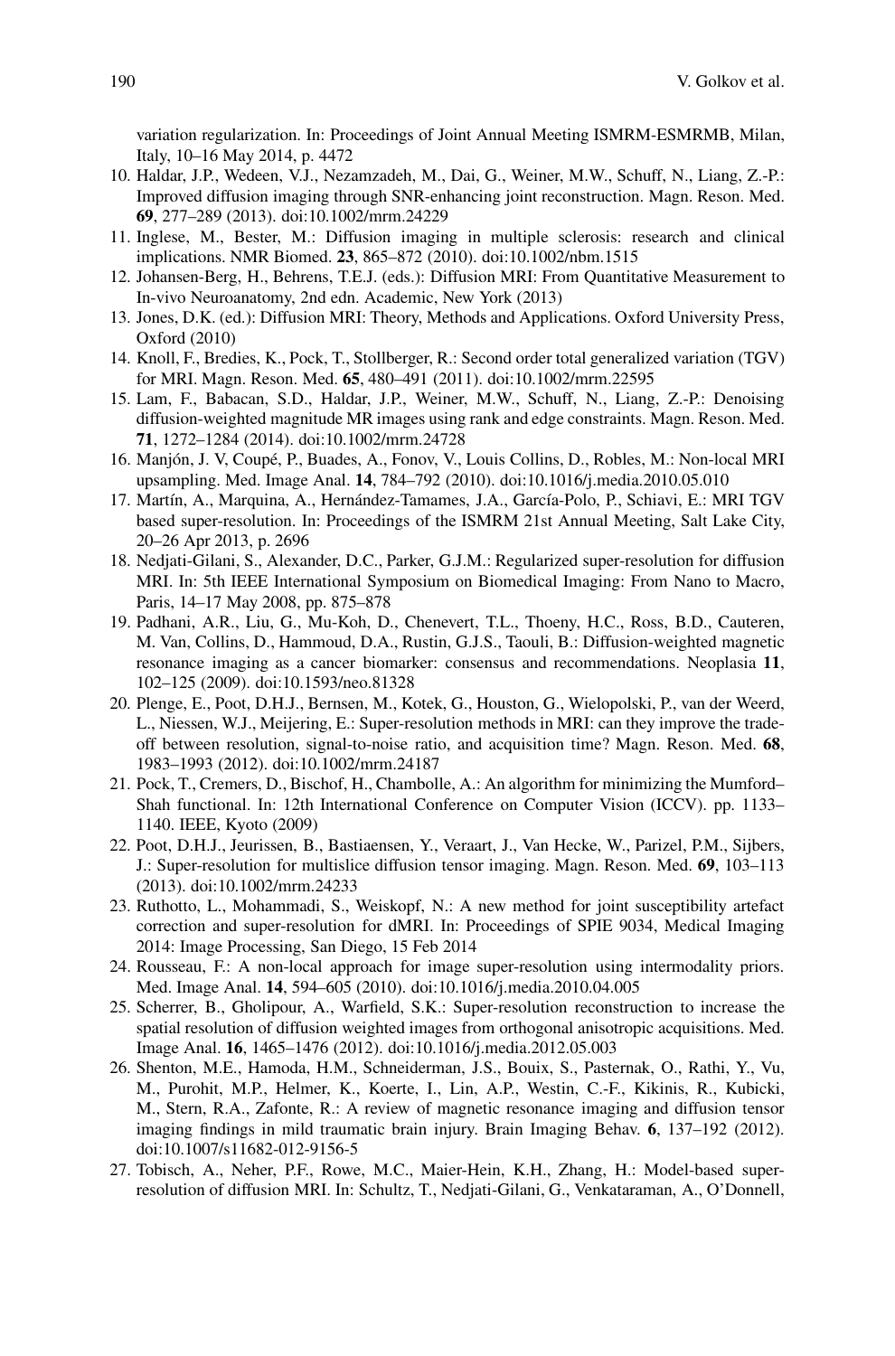variation regularization. In: Proceedings of Joint Annual Meeting ISMRM-ESMRMB, Milan, Italy, 10–16 May 2014, p. 4472

10. Haldar, J.P., Wedeen, V.J., Nezamzadeh, M., Dai, G., Weiner, M.W., Schuff, N., Liang, Z.-P.: Improved diffusion imaging through SNR-enhancing joint reconstruction. Magn. Reson. Med. **69**, 277–289 (2013). doi:10.1002/mrm.24229
11. Inglese, M., Bester, M.: Diffusion imaging in multiple sclerosis: research and clinical implications. NMR Biomed. **23**, 865–872 (2010). doi:10.1002/nbm.1515
12. Johansen-Berg, H., Behrens, T.E.J. (eds.): Diffusion MRI: From Quantitative Measurement to In-vivo Neuroanatomy, 2nd edn. Academic, New York (2013)
13. Jones, D.K. (ed.): Diffusion MRI: Theory, Methods and Applications. Oxford University Press, Oxford (2010)
14. Knoll, F., Bredies, K., Pock, T., Stollberger, R.: Second order total generalized variation (TGV) for MRI. Magn. Reson. Med. **65**, 480–491 (2011). doi:10.1002/mrm.22595
15. Lam, F., Babacan, S.D., Haldar, J.P., Weiner, M.W., Schuff, N., Liang, Z.-P.: Denoising diffusion-weighted magnitude MR images using rank and edge constraints. Magn. Reson. Med. **71**, 1272–1284 (2014). doi:10.1002/mrm.24728
16. Manjón, J. V, Coupé, P., Buades, A., Fonov, V., Louis Collins, D., Robles, M.: Non-local MRI upsampling. Med. Image Anal. **14**, 784–792 (2010). doi:10.1016/j.media.2010.05.010
17. Martín, A., Marquina, A., Hernández-Tamames, J.A., García-Polo, P., Schiavi, E.: MRI TGV based super-resolution. In: Proceedings of the ISMRM 21st Annual Meeting, Salt Lake City, 20–26 Apr 2013, p. 2696
18. Nedjati-Gilani, S., Alexander, D.C., Parker, G.J.M.: Regularized super-resolution for diffusion MRI. In: 5th IEEE International Symposium on Biomedical Imaging: From Nano to Macro, Paris, 14–17 May 2008, pp. 875–878
19. Padhani, A.R., Liu, G., Mu-Koh, D., Chenevert, T.L., Thoeny, H.C., Ross, B.D., Cauteren, M. Van, Collins, D., Hammoud, D.A., Rustin, G.J.S., Taouli, B.: Diffusion-weighted magnetic resonance imaging as a cancer biomarker: consensus and recommendations. Neoplasia **11**, 102–125 (2009). doi:10.1593/neo.81328
20. Plenge, E., Poot, D.H.J., Bernsen, M., Kotek, G., Houston, G., Wielopolski, P., van der Weerd, L., Niessen, W.J., Meijering, E.: Super-resolution methods in MRI: can they improve the trade-off between resolution, signal-to-noise ratio, and acquisition time? Magn. Reson. Med. **68**, 1983–1993 (2012). doi:10.1002/mrm.24187
21. Pock, T., Cremers, D., Bischof, H., Chambolle, A.: An algorithm for minimizing the Mumford–Shah functional. In: 12th International Conference on Computer Vision (ICCV). pp. 1133–1140. IEEE, Kyoto (2009)
22. Poot, D.H.J., Jeurissen, B., Bastiaensen, Y., Veraart, J., Van Hecke, W., Parizel, P.M., Sijbers, J.: Super-resolution for multislice diffusion tensor imaging. Magn. Reson. Med. **69**, 103–113 (2013). doi:10.1002/mrm.24233
23. Ruthotto, L., Mohammadi, S., Weiskopf, N.: A new method for joint susceptibility artefact correction and super-resolution for dMRI. In: Proceedings of SPIE 9034, Medical Imaging 2014: Image Processing, San Diego, 15 Feb 2014
24. Rousseau, F.: A non-local approach for image super-resolution using intermodality priors. Med. Image Anal. **14**, 594–605 (2010). doi:10.1016/j.media.2010.04.005
25. Scherrer, B., Gholipour, A., Warfield, S.K.: Super-resolution reconstruction to increase the spatial resolution of diffusion weighted images from orthogonal anisotropic acquisitions. Med. Image Anal. **16**, 1465–1476 (2012). doi:10.1016/j.media.2012.05.003
26. Shenton, M.E., Hamoda, H.M., Schneiderman, J.S., Bouix, S., Pasternak, O., Rathi, Y., Vu, M., Purohit, M.P., Helmer, K., Koerte, I., Lin, A.P., Westin, C.-F., Kikinis, R., Kubicki, M., Stern, R.A., Zafonte, R.: A review of magnetic resonance imaging and diffusion tensor imaging findings in mild traumatic brain injury. Brain Imaging Behav. **6**, 137–192 (2012). doi:10.1007/s11682-012-9156-5
27. Tobisch, A., Neher, P.F., Rowe, M.C., Maier-Hein, K.H., Zhang, H.: Model-based super-resolution of diffusion MRI. In: Schultz, T., Nedjati-Gilani, G., Venkataraman, A., O'Donnell,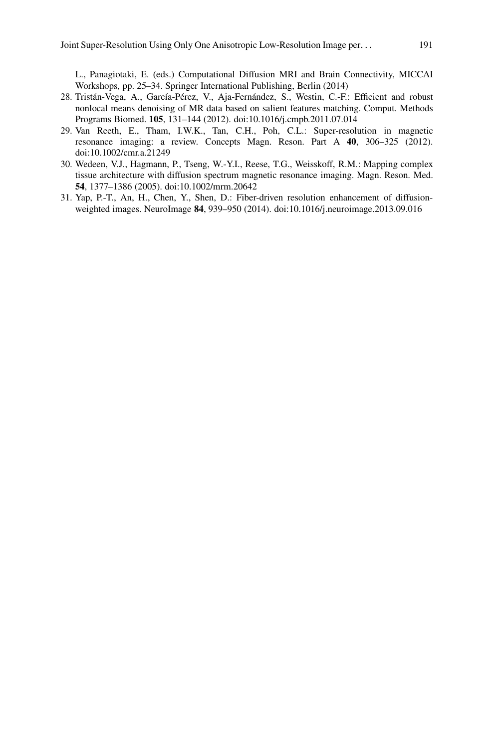L., Panagiotaki, E. (eds.) Computational Diffusion MRI and Brain Connectivity, MICCAI Workshops, pp. 25–34. Springer International Publishing, Berlin (2014)

28. Tristán-Vega, A., García-Pérez, V., Aja-Fernández, S., Westin, C.-F.: Efficient and robust nonlocal means denoising of MR data based on salient features matching. Comput. Methods Programs Biomed. **105**, 131–144 (2012). doi:10.1016/j.cmpb.2011.07.014
29. Van Reeth, E., Tham, I.W.K., Tan, C.H., Poh, C.L.: Super-resolution in magnetic resonance imaging: a review. Concepts Magn. Reson. Part A **40**, 306–325 (2012). doi:10.1002/cmr.a.21249
30. Wedeen, V.J., Hagmann, P., Tseng, W.-Y.I., Reese, T.G., Weisskoff, R.M.: Mapping complex tissue architecture with diffusion spectrum magnetic resonance imaging. Magn. Reson. Med. **54**, 1377–1386 (2005). doi:10.1002/mrm.20642
31. Yap, P.-T., An, H., Chen, Y., Shen, D.: Fiber-driven resolution enhancement of diffusion-weighted images. NeuroImage **84**, 939–950 (2014). doi:10.1016/j.neuroimage.2013.09.016